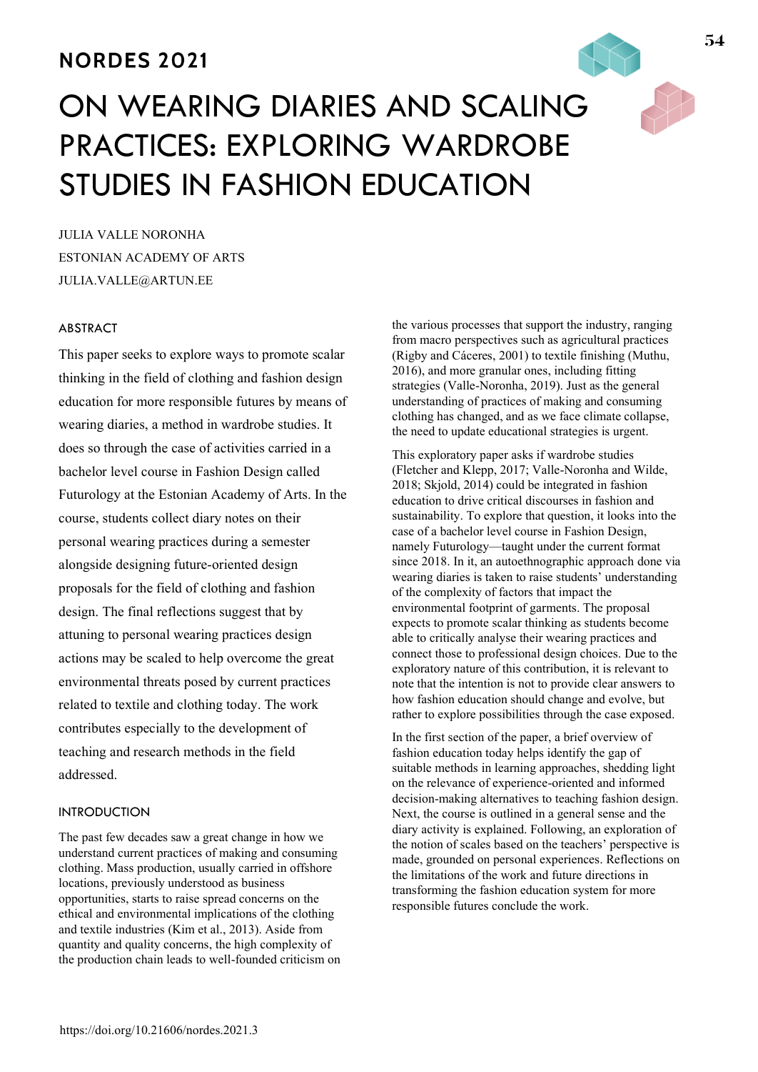# NORDES 2021

# ON WEARING DIARIES AND SCALING PRACTICES: EXPLORING WARDROBE STUDIES IN FASHION EDUCATION

JULIA VALLE NORONHA
ESTONIAN ACADEMY OF ARTS
JULIA.VALLE@ARTUN.EE

## ABSTRACT

This paper seeks to explore ways to promote scalar thinking in the field of clothing and fashion design education for more responsible futures by means of wearing diaries, a method in wardrobe studies. It does so through the case of activities carried in a bachelor level course in Fashion Design called Futurology at the Estonian Academy of Arts. In the course, students collect diary notes on their personal wearing practices during a semester alongside designing future-oriented design proposals for the field of clothing and fashion design. The final reflections suggest that by attuning to personal wearing practices design actions may be scaled to help overcome the great environmental threats posed by current practices related to textile and clothing today. The work contributes especially to the development of teaching and research methods in the field addressed.

## INTRODUCTION

The past few decades saw a great change in how we understand current practices of making and consuming clothing. Mass production, usually carried in offshore locations, previously understood as business opportunities, starts to raise spread concerns on the ethical and environmental implications of the clothing and textile industries (Kim et al., 2013). Aside from quantity and quality concerns, the high complexity of the production chain leads to well-founded criticism on the various processes that support the industry, ranging from macro perspectives such as agricultural practices (Rigby and Cáceres, 2001) to textile finishing (Muthu, 2016), and more granular ones, including fitting strategies (Valle-Noronha, 2019). Just as the general understanding of practices of making and consuming clothing has changed, and as we face climate collapse, the need to update educational strategies is urgent.

This exploratory paper asks if wardrobe studies (Fletcher and Klepp, 2017; Valle-Noronha and Wilde, 2018; Skjold, 2014) could be integrated in fashion education to drive critical discourses in fashion and sustainability. To explore that question, it looks into the case of a bachelor level course in Fashion Design, namely Futurology—taught under the current format since 2018. In it, an autoethnographic approach done via wearing diaries is taken to raise students' understanding of the complexity of factors that impact the environmental footprint of garments. The proposal expects to promote scalar thinking as students become able to critically analyse their wearing practices and connect those to professional design choices. Due to the exploratory nature of this contribution, it is relevant to note that the intention is not to provide clear answers to how fashion education should change and evolve, but rather to explore possibilities through the case exposed.

In the first section of the paper, a brief overview of fashion education today helps identify the gap of suitable methods in learning approaches, shedding light on the relevance of experience-oriented and informed decision-making alternatives to teaching fashion design. Next, the course is outlined in a general sense and the diary activity is explained. Following, an exploration of the notion of scales based on the teachers' perspective is made, grounded on personal experiences. Reflections on the limitations of the work and future directions in transforming the fashion education system for more responsible futures conclude the work.

https://doi.org/10.21606/nordes.2021.3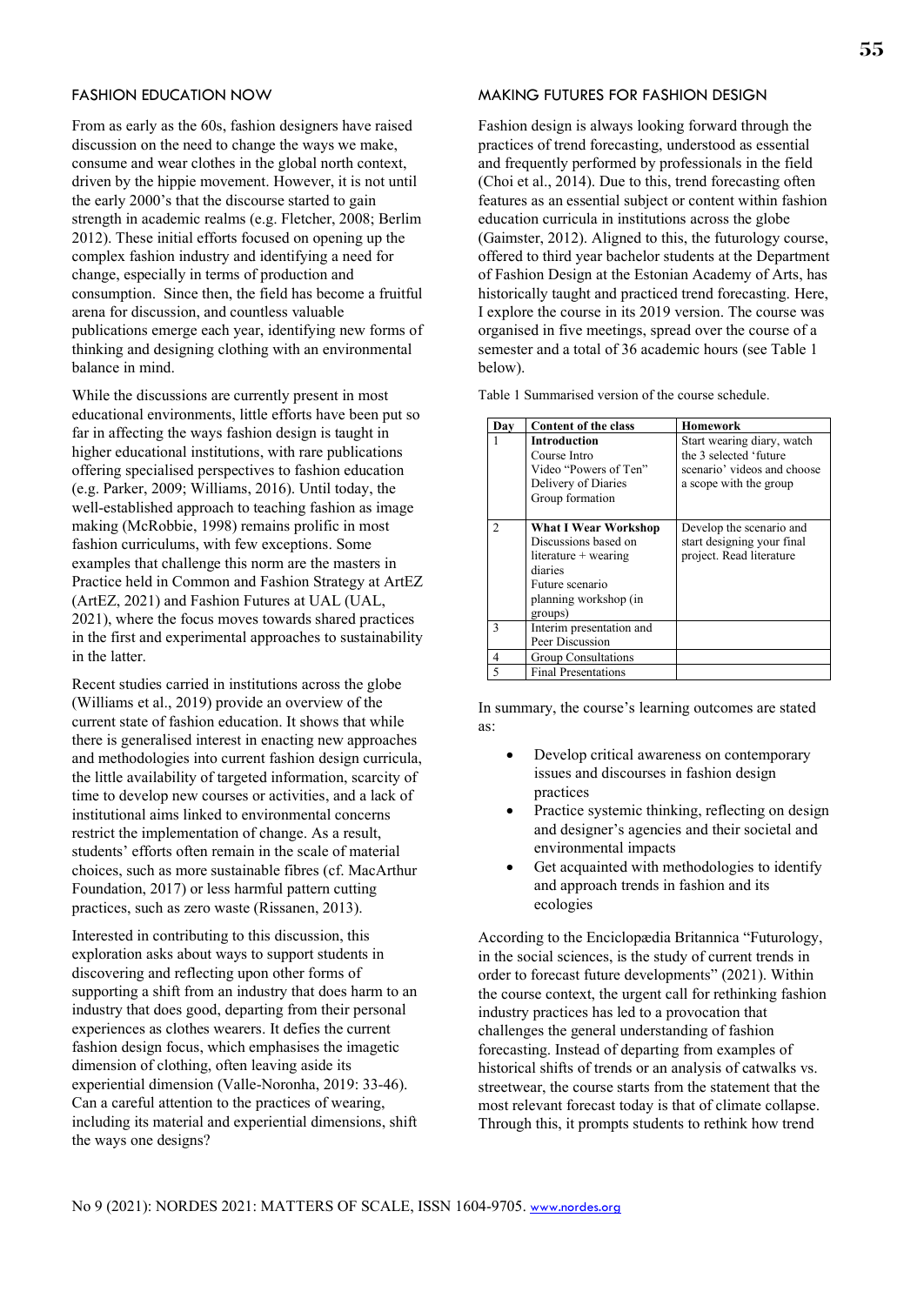## FASHION EDUCATION NOW

From as early as the 60s, fashion designers have raised discussion on the need to change the ways we make, consume and wear clothes in the global north context, driven by the hippie movement. However, it is not until the early 2000's that the discourse started to gain strength in academic realms (e.g. Fletcher, 2008; Berlim 2012). These initial efforts focused on opening up the complex fashion industry and identifying a need for change, especially in terms of production and consumption. Since then, the field has become a fruitful arena for discussion, and countless valuable publications emerge each year, identifying new forms of thinking and designing clothing with an environmental balance in mind.

While the discussions are currently present in most educational environments, little efforts have been put so far in affecting the ways fashion design is taught in higher educational institutions, with rare publications offering specialised perspectives to fashion education (e.g. Parker, 2009; Williams, 2016). Until today, the well-established approach to teaching fashion as image making (McRobbie, 1998) remains prolific in most fashion curriculums, with few exceptions. Some examples that challenge this norm are the masters in Practice held in Common and Fashion Strategy at ArtEZ (ArtEZ, 2021) and Fashion Futures at UAL (UAL, 2021), where the focus moves towards shared practices in the first and experimental approaches to sustainability in the latter.

Recent studies carried in institutions across the globe (Williams et al., 2019) provide an overview of the current state of fashion education. It shows that while there is generalised interest in enacting new approaches and methodologies into current fashion design curricula, the little availability of targeted information, scarcity of time to develop new courses or activities, and a lack of institutional aims linked to environmental concerns restrict the implementation of change. As a result, students' efforts often remain in the scale of material choices, such as more sustainable fibres (cf. MacArthur Foundation, 2017) or less harmful pattern cutting practices, such as zero waste (Rissanen, 2013).

Interested in contributing to this discussion, this exploration asks about ways to support students in discovering and reflecting upon other forms of supporting a shift from an industry that does harm to an industry that does good, departing from their personal experiences as clothes wearers. It defies the current fashion design focus, which emphasises the imagetic dimension of clothing, often leaving aside its experiential dimension (Valle-Noronha, 2019: 33-46). Can a careful attention to the practices of wearing, including its material and experiential dimensions, shift the ways one designs?

## MAKING FUTURES FOR FASHION DESIGN

Fashion design is always looking forward through the practices of trend forecasting, understood as essential and frequently performed by professionals in the field (Choi et al., 2014). Due to this, trend forecasting often features as an essential subject or content within fashion education curricula in institutions across the globe (Gaimster, 2012). Aligned to this, the futurology course, offered to third year bachelor students at the Department of Fashion Design at the Estonian Academy of Arts, has historically taught and practiced trend forecasting. Here, I explore the course in its 2019 version. The course was organised in five meetings, spread over the course of a semester and a total of 36 academic hours (see Table 1 below).

Table 1 Summarised version of the course schedule.

| Day | Content of the class | Homework |
|---|---|---|
| 1 | **Introduction**<br>Course Intro<br>Video "Powers of Ten"<br>Delivery of Diaries<br>Group formation | Start wearing diary, watch the 3 selected 'future scenario' videos and choose a scope with the group |
| 2 | **What I Wear Workshop**<br>Discussions based on literature + wearing diaries<br>Future scenario planning workshop (in groups) | Develop the scenario and start designing your final project. Read literature |
| 3 | Interim presentation and Peer Discussion | |
| 4 | Group Consultations | |
| 5 | Final Presentations | |

In summary, the course's learning outcomes are stated as:

- Develop critical awareness on contemporary issues and discourses in fashion design practices
- Practice systemic thinking, reflecting on design and designer's agencies and their societal and environmental impacts
- Get acquainted with methodologies to identify and approach trends in fashion and its ecologies

According to the Enciclopædia Britannica "Futurology, in the social sciences, is the study of current trends in order to forecast future developments" (2021). Within the course context, the urgent call for rethinking fashion industry practices has led to a provocation that challenges the general understanding of fashion forecasting. Instead of departing from examples of historical shifts of trends or an analysis of catwalks vs. streetwear, the course starts from the statement that the most relevant forecast today is that of climate collapse. Through this, it prompts students to rethink how trend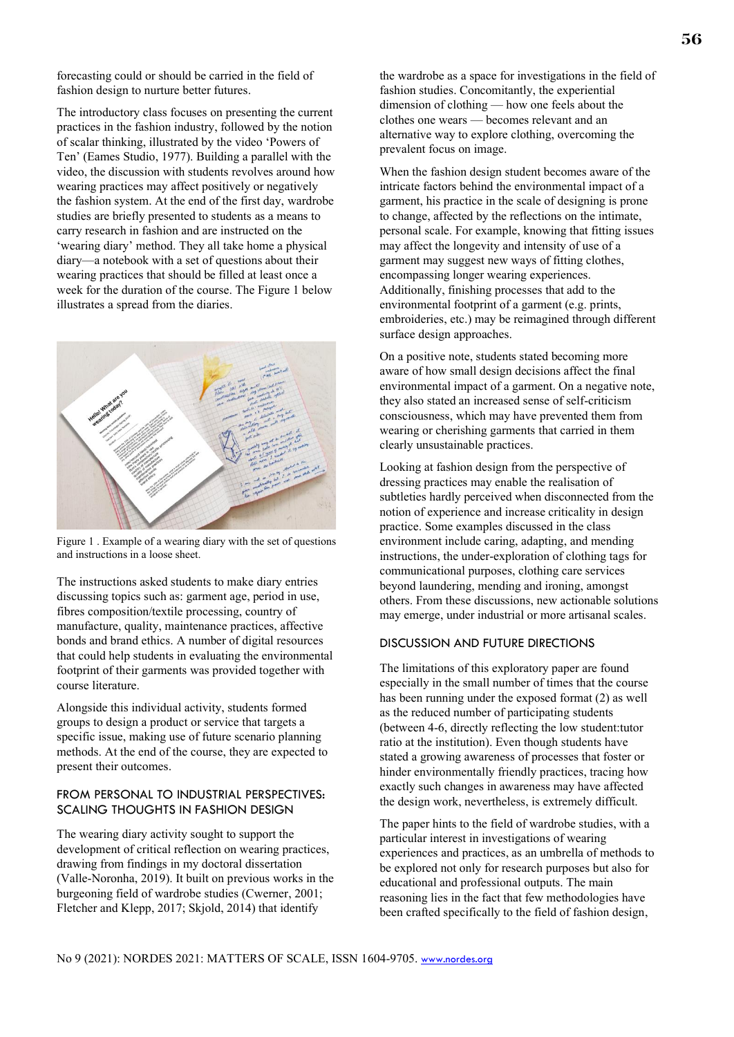forecasting could or should be carried in the field of fashion design to nurture better futures.

The introductory class focuses on presenting the current practices in the fashion industry, followed by the notion of scalar thinking, illustrated by the video 'Powers of Ten' (Eames Studio, 1977). Building a parallel with the video, the discussion with students revolves around how wearing practices may affect positively or negatively the fashion system. At the end of the first day, wardrobe studies are briefly presented to students as a means to carry research in fashion and are instructed on the 'wearing diary' method. They all take home a physical diary—a notebook with a set of questions about their wearing practices that should be filled at least once a week for the duration of the course. The Figure 1 below illustrates a spread from the diaries.

Figure 1 . Example of a wearing diary with the set of questions and instructions in a loose sheet.

The instructions asked students to make diary entries discussing topics such as: garment age, period in use, fibres composition/textile processing, country of manufacture, quality, maintenance practices, affective bonds and brand ethics. A number of digital resources that could help students in evaluating the environmental footprint of their garments was provided together with course literature.

Alongside this individual activity, students formed groups to design a product or service that targets a specific issue, making use of future scenario planning methods. At the end of the course, they are expected to present their outcomes.

## FROM PERSONAL TO INDUSTRIAL PERSPECTIVES: SCALING THOUGHTS IN FASHION DESIGN

The wearing diary activity sought to support the development of critical reflection on wearing practices, drawing from findings in my doctoral dissertation (Valle-Noronha, 2019). It built on previous works in the burgeoning field of wardrobe studies (Cwerner, 2001; Fletcher and Klepp, 2017; Skjold, 2014) that identify the wardrobe as a space for investigations in the field of fashion studies. Concomitantly, the experiential dimension of clothing — how one feels about the clothes one wears — becomes relevant and an alternative way to explore clothing, overcoming the prevalent focus on image.

When the fashion design student becomes aware of the intricate factors behind the environmental impact of a garment, his practice in the scale of designing is prone to change, affected by the reflections on the intimate, personal scale. For example, knowing that fitting issues may affect the longevity and intensity of use of a garment may suggest new ways of fitting clothes, encompassing longer wearing experiences. Additionally, finishing processes that add to the environmental footprint of a garment (e.g. prints, embroideries, etc.) may be reimagined through different surface design approaches.

On a positive note, students stated becoming more aware of how small design decisions affect the final environmental impact of a garment. On a negative note, they also stated an increased sense of self-criticism consciousness, which may have prevented them from wearing or cherishing garments that carried in them clearly unsustainable practices.

Looking at fashion design from the perspective of dressing practices may enable the realisation of subtleties hardly perceived when disconnected from the notion of experience and increase criticality in design practice. Some examples discussed in the class environment include caring, adapting, and mending instructions, the under-exploration of clothing tags for communicational purposes, clothing care services beyond laundering, mending and ironing, amongst others. From these discussions, new actionable solutions may emerge, under industrial or more artisanal scales.

## DISCUSSION AND FUTURE DIRECTIONS

The limitations of this exploratory paper are found especially in the small number of times that the course has been running under the exposed format (2) as well as the reduced number of participating students (between 4-6, directly reflecting the low student:tutor ratio at the institution). Even though students have stated a growing awareness of processes that foster or hinder environmentally friendly practices, tracing how exactly such changes in awareness may have affected the design work, nevertheless, is extremely difficult.

The paper hints to the field of wardrobe studies, with a particular interest in investigations of wearing experiences and practices, as an umbrella of methods to be explored not only for research purposes but also for educational and professional outputs. The main reasoning lies in the fact that few methodologies have been crafted specifically to the field of fashion design,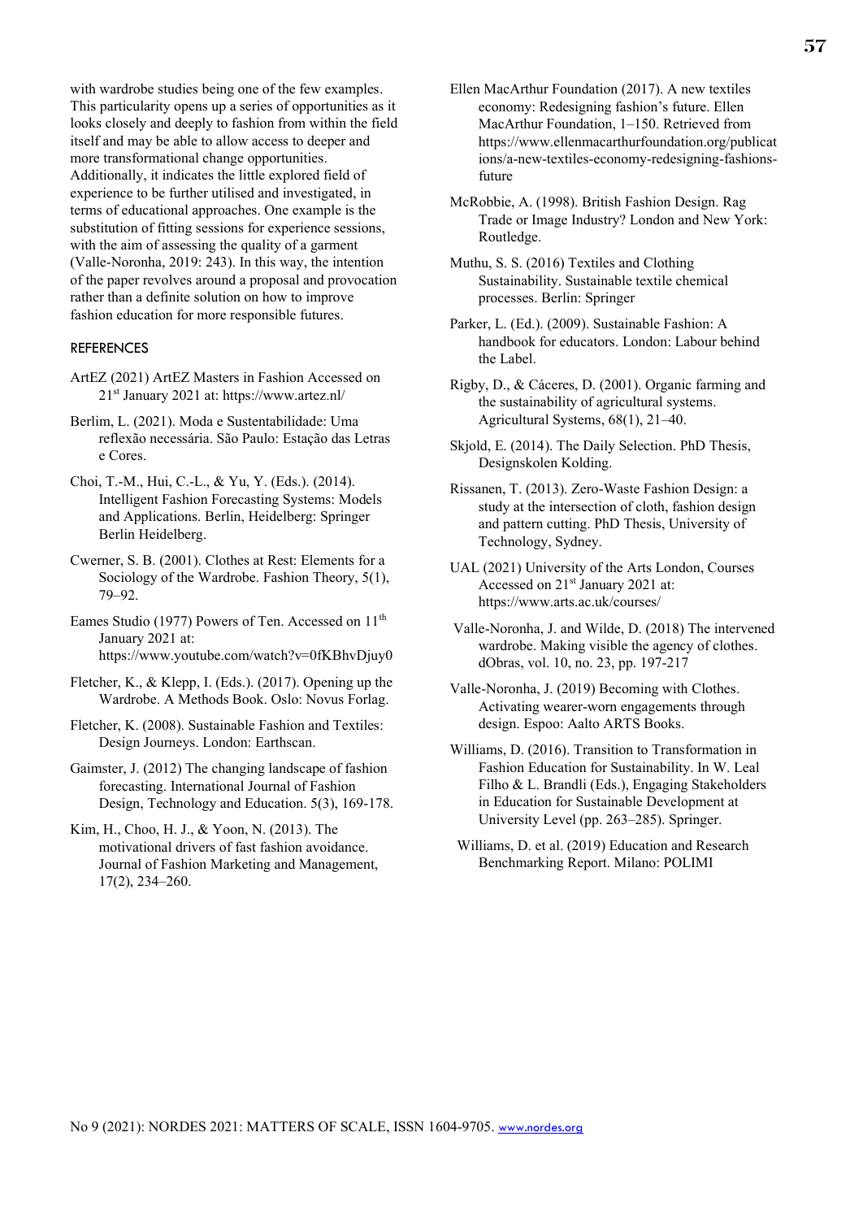with wardrobe studies being one of the few examples. This particularity opens up a series of opportunities as it looks closely and deeply to fashion from within the field itself and may be able to allow access to deeper and more transformational change opportunities. Additionally, it indicates the little explored field of experience to be further utilised and investigated, in terms of educational approaches. One example is the substitution of fitting sessions for experience sessions, with the aim of assessing the quality of a garment (Valle-Noronha, 2019: 243). In this way, the intention of the paper revolves around a proposal and provocation rather than a definite solution on how to improve fashion education for more responsible futures.

## REFERENCES

ArtEZ (2021) ArtEZ Masters in Fashion Accessed on 21st January 2021 at: https://www.artez.nl/

Berlim, L. (2021). Moda e Sustentabilidade: Uma reflexão necessária. São Paulo: Estação das Letras e Cores.

Choi, T.-M., Hui, C.-L., & Yu, Y. (Eds.). (2014). Intelligent Fashion Forecasting Systems: Models and Applications. Berlin, Heidelberg: Springer Berlin Heidelberg.

Cwerner, S. B. (2001). Clothes at Rest: Elements for a Sociology of the Wardrobe. Fashion Theory, 5(1), 79–92.

Eames Studio (1977) Powers of Ten. Accessed on 11th January 2021 at: https://www.youtube.com/watch?v=0fKBhvDjuy0

Fletcher, K., & Klepp, I. (Eds.). (2017). Opening up the Wardrobe. A Methods Book. Oslo: Novus Forlag.

Fletcher, K. (2008). Sustainable Fashion and Textiles: Design Journeys. London: Earthscan.

Gaimster, J. (2012) The changing landscape of fashion forecasting. International Journal of Fashion Design, Technology and Education. 5(3), 169-178.

Kim, H., Choo, H. J., & Yoon, N. (2013). The motivational drivers of fast fashion avoidance. Journal of Fashion Marketing and Management, 17(2), 234–260.

Ellen MacArthur Foundation (2017). A new textiles economy: Redesigning fashion's future. Ellen MacArthur Foundation, 1–150. Retrieved from https://www.ellenmacarthurfoundation.org/publications/a-new-textiles-economy-redesigning-fashions-future

McRobbie, A. (1998). British Fashion Design. Rag Trade or Image Industry? London and New York: Routledge.

Muthu, S. S. (2016) Textiles and Clothing Sustainability. Sustainable textile chemical processes. Berlin: Springer

Parker, L. (Ed.). (2009). Sustainable Fashion: A handbook for educators. London: Labour behind the Label.

Rigby, D., & Cáceres, D. (2001). Organic farming and the sustainability of agricultural systems. Agricultural Systems, 68(1), 21–40.

Skjold, E. (2014). The Daily Selection. PhD Thesis, Designskolen Kolding.

Rissanen, T. (2013). Zero-Waste Fashion Design: a study at the intersection of cloth, fashion design and pattern cutting. PhD Thesis, University of Technology, Sydney.

UAL (2021) University of the Arts London, Courses Accessed on 21st January 2021 at: https://www.arts.ac.uk/courses/

Valle-Noronha, J. and Wilde, D. (2018) The intervened wardrobe. Making visible the agency of clothes. dObras, vol. 10, no. 23, pp. 197-217

Valle-Noronha, J. (2019) Becoming with Clothes. Activating wearer-worn engagements through design. Espoo: Aalto ARTS Books.

Williams, D. (2016). Transition to Transformation in Fashion Education for Sustainability. In W. Leal Filho & L. Brandli (Eds.), Engaging Stakeholders in Education for Sustainable Development at University Level (pp. 263–285). Springer.

Williams, D. et al. (2019) Education and Research Benchmarking Report. Milano: POLIMI